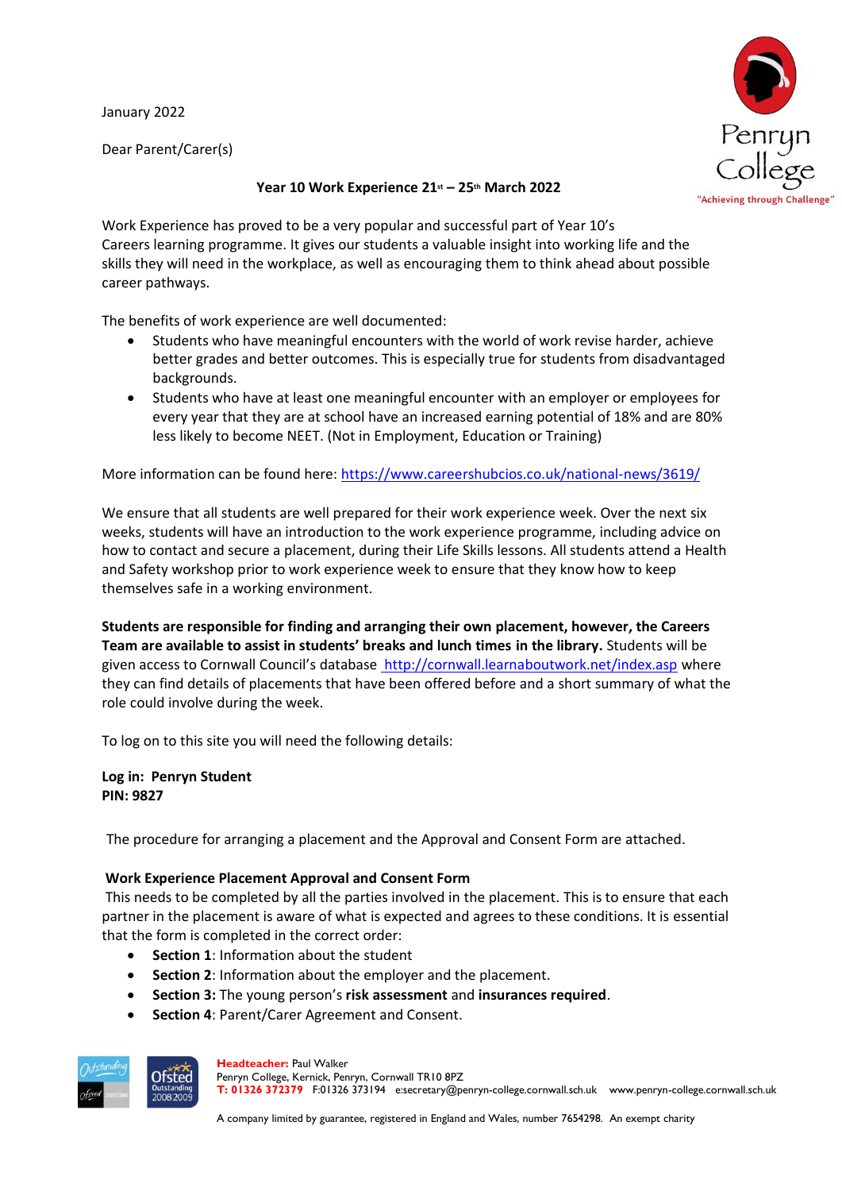January 2022

Dear Parent/Carer(s)

**Year 10 Work Experience 21st – 25th March 2022**

Work Experience has proved to be a very popular and successful part of Year 10's Careers learning programme. It gives our students a valuable insight into working life and the skills they will need in the workplace, as well as encouraging them to think ahead about possible career pathways.

The benefits of work experience are well documented:

- Students who have meaningful encounters with the world of work revise harder, achieve better grades and better outcomes. This is especially true for students from disadvantaged backgrounds.
- Students who have at least one meaningful encounter with an employer or employees for every year that they are at school have an increased earning potential of 18% and are 80% less likely to become NEET. (Not in Employment, Education or Training)

More information can be found here: [https://www.careershubcios.co.uk/national-news/3619/](https://www.careershubcios.co.uk/national-news/3619/)

We ensure that all students are well prepared for their work experience week. Over the next six weeks, students will have an introduction to the work experience programme, including advice on how to contact and secure a placement, during their Life Skills lessons. All students attend a Health and Safety workshop prior to work experience week to ensure that they know how to keep themselves safe in a working environment.

**Students are responsible for finding and arranging their own placement, however, the Careers Team are available to assist in students' breaks and lunch times in the library.** Students will be given access to Cornwall Council's database [http://cornwall.learnaboutwork.net/index.asp](http://cornwall.learnaboutwork.net/index.asp) where they can find details of placements that have been offered before and a short summary of what the role could involve during the week.

To log on to this site you will need the following details:

**Log in: Penryn Student**
**PIN: 9827**

The procedure for arranging a placement and the Approval and Consent Form are attached.

**Work Experience Placement Approval and Consent Form**

This needs to be completed by all the parties involved in the placement. This is to ensure that each partner in the placement is aware of what is expected and agrees to these conditions. It is essential that the form is completed in the correct order:

- **Section 1**: Information about the student
- **Section 2**: Information about the employer and the placement.
- **Section 3:** The young person's **risk assessment** and **insurances required**.
- **Section 4**: Parent/Carer Agreement and Consent.

**Headteacher:** Paul Walker
Penryn College, Kernick, Penryn, Cornwall TR10 8PZ
**T: 01326 372379** F:01326 373194 e:secretary@penryn-college.cornwall.sch.uk www.penryn-college.cornwall.sch.uk

A company limited by guarantee, registered in England and Wales, number 7654298. An exempt charity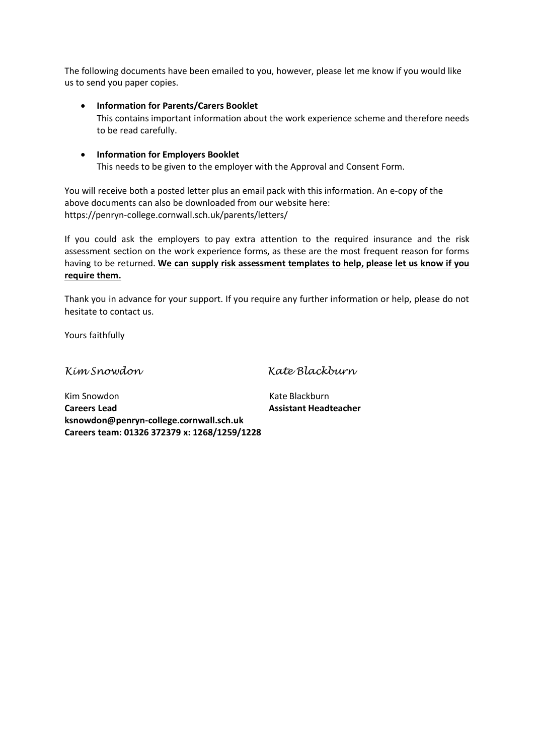The following documents have been emailed to you, however, please let me know if you would like us to send you paper copies.

- **Information for Parents/Carers Booklet**
  This contains important information about the work experience scheme and therefore needs to be read carefully.

- **Information for Employers Booklet**
  This needs to be given to the employer with the Approval and Consent Form.

You will receive both a posted letter plus an email pack with this information. An e-copy of the above documents can also be downloaded from our website here: https://penryn-college.cornwall.sch.uk/parents/letters/

If you could ask the employers to pay extra attention to the required insurance and the risk assessment section on the work experience forms, as these are the most frequent reason for forms having to be returned. **We can supply risk assessment templates to help, please let us know if you require them.**

Thank you in advance for your support. If you require any further information or help, please do not hesitate to contact us.

Yours faithfully

*Kim Snowdon* *Kate Blackburn*

Kim Snowdon
**Careers Lead**
**ksnowdon@penryn-college.cornwall.sch.uk**
**Careers team: 01326 372379 x: 1268/1259/1228**

Kate Blackburn
**Assistant Headteacher**